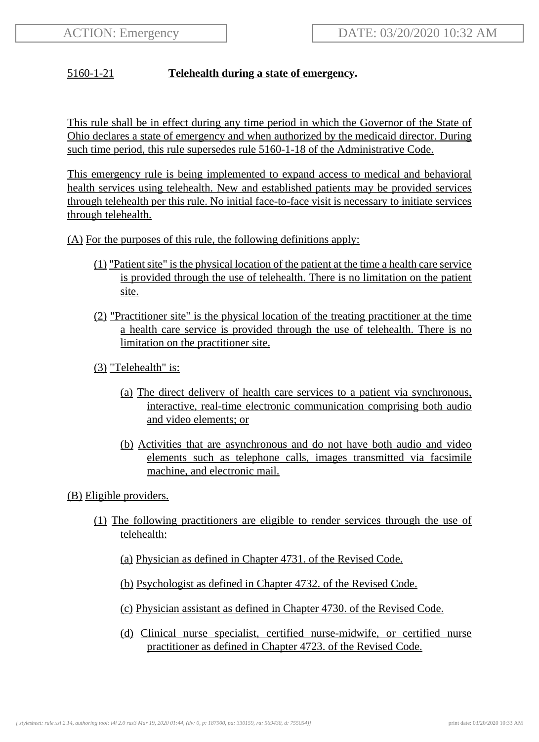ACTION: Emergency

DATE: 03/20/2020 10:32 AM

## 5160-1-21 **Telehealth during a state of emergency.**

This rule shall be in effect during any time period in which the Governor of the State of Ohio declares a state of emergency and when authorized by the medicaid director. During such time period, this rule supersedes rule 5160-1-18 of the Administrative Code.

This emergency rule is being implemented to expand access to medical and behavioral health services using telehealth. New and established patients may be provided services through telehealth per this rule. No initial face-to-face visit is necessary to initiate services through telehealth.

(A) For the purposes of this rule, the following definitions apply:

- (1) "Patient site" is the physical location of the patient at the time a health care service is provided through the use of telehealth. There is no limitation on the patient site.
- (2) "Practitioner site" is the physical location of the treating practitioner at the time a health care service is provided through the use of telehealth. There is no limitation on the practitioner site.
- (3) "Telehealth" is:
  - (a) The direct delivery of health care services to a patient via synchronous, interactive, real-time electronic communication comprising both audio and video elements; or
  - (b) Activities that are asynchronous and do not have both audio and video elements such as telephone calls, images transmitted via facsimile machine, and electronic mail.

(B) Eligible providers.

- (1) The following practitioners are eligible to render services through the use of telehealth:
  - (a) Physician as defined in Chapter 4731. of the Revised Code.
  - (b) Psychologist as defined in Chapter 4732. of the Revised Code.
  - (c) Physician assistant as defined in Chapter 4730. of the Revised Code.
  - (d) Clinical nurse specialist, certified nurse-midwife, or certified nurse practitioner as defined in Chapter 4723. of the Revised Code.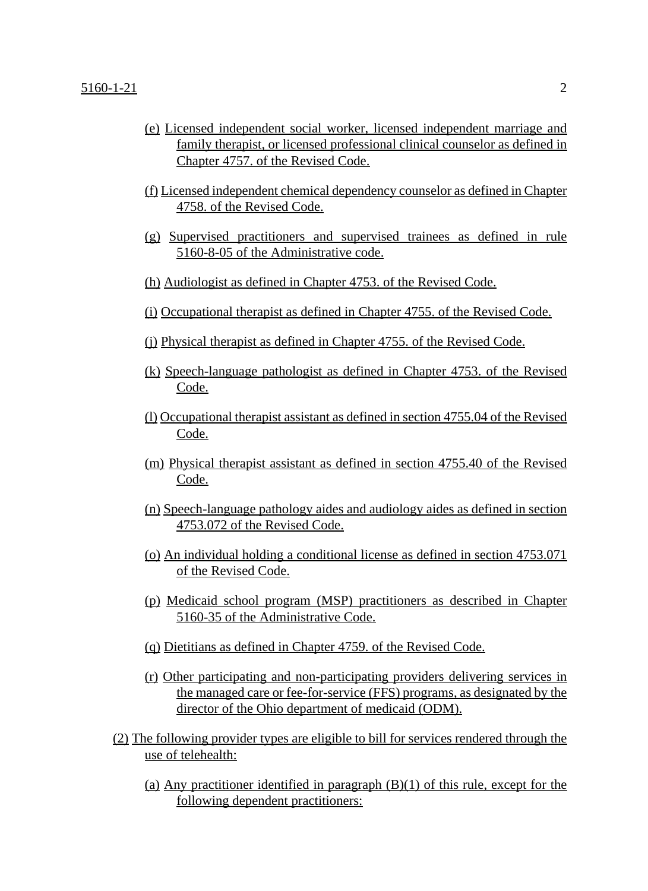(e) Licensed independent social worker, licensed independent marriage and family therapist, or licensed professional clinical counselor as defined in Chapter 4757. of the Revised Code.

(f) Licensed independent chemical dependency counselor as defined in Chapter 4758. of the Revised Code.

(g) Supervised practitioners and supervised trainees as defined in rule 5160-8-05 of the Administrative code.

(h) Audiologist as defined in Chapter 4753. of the Revised Code.

(i) Occupational therapist as defined in Chapter 4755. of the Revised Code.

(j) Physical therapist as defined in Chapter 4755. of the Revised Code.

(k) Speech-language pathologist as defined in Chapter 4753. of the Revised Code.

(l) Occupational therapist assistant as defined in section 4755.04 of the Revised Code.

(m) Physical therapist assistant as defined in section 4755.40 of the Revised Code.

(n) Speech-language pathology aides and audiology aides as defined in section 4753.072 of the Revised Code.

(o) An individual holding a conditional license as defined in section 4753.071 of the Revised Code.

(p) Medicaid school program (MSP) practitioners as described in Chapter 5160-35 of the Administrative Code.

(q) Dietitians as defined in Chapter 4759. of the Revised Code.

(r) Other participating and non-participating providers delivering services in the managed care or fee-for-service (FFS) programs, as designated by the director of the Ohio department of medicaid (ODM).

(2) The following provider types are eligible to bill for services rendered through the use of telehealth:

(a) Any practitioner identified in paragraph (B)(1) of this rule, except for the following dependent practitioners: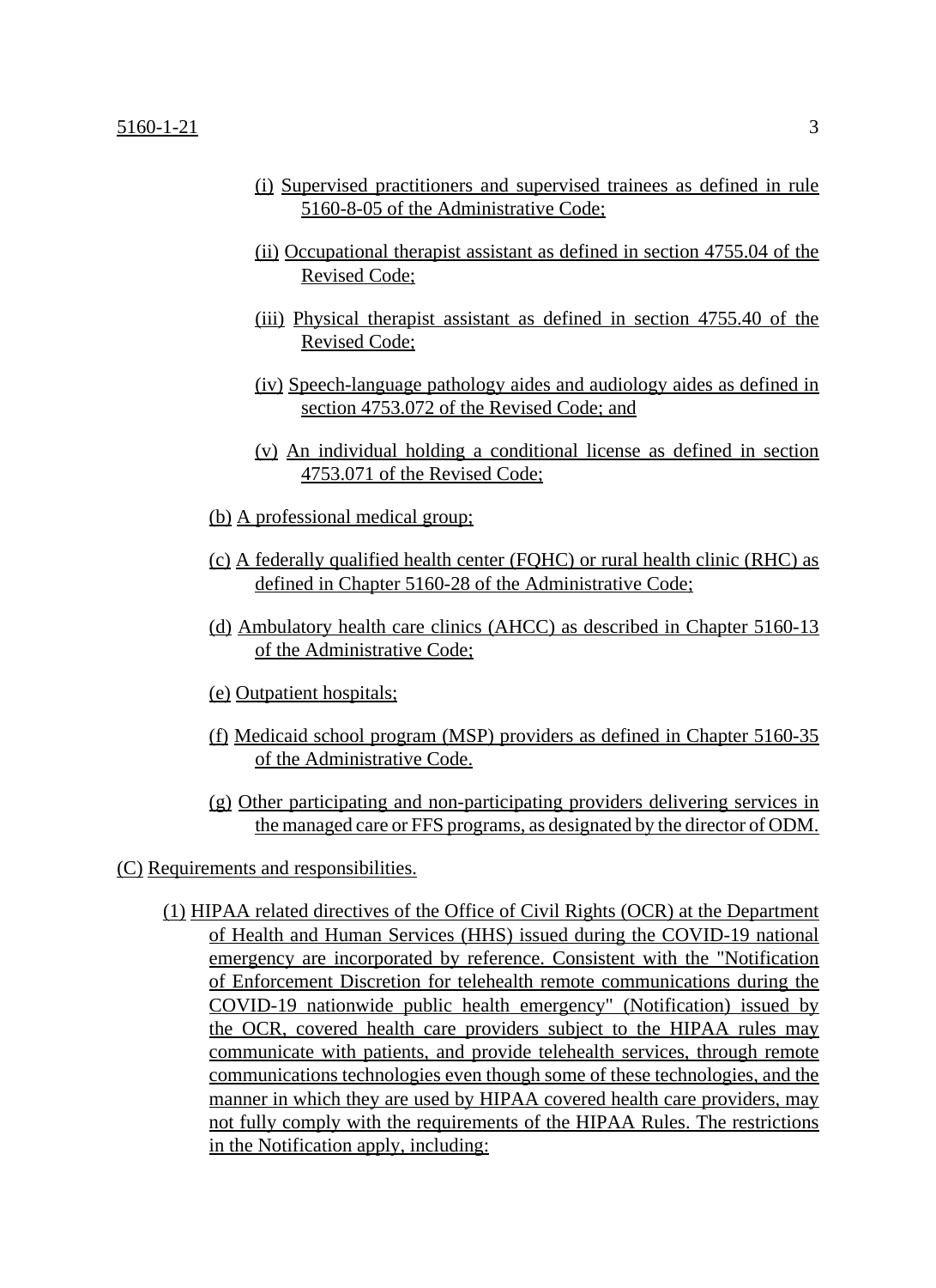(i) Supervised practitioners and supervised trainees as defined in rule 5160-8-05 of the Administrative Code;

(ii) Occupational therapist assistant as defined in section 4755.04 of the Revised Code;

(iii) Physical therapist assistant as defined in section 4755.40 of the Revised Code;

(iv) Speech-language pathology aides and audiology aides as defined in section 4753.072 of the Revised Code; and

(v) An individual holding a conditional license as defined in section 4753.071 of the Revised Code;

(b) A professional medical group;

(c) A federally qualified health center (FQHC) or rural health clinic (RHC) as defined in Chapter 5160-28 of the Administrative Code;

(d) Ambulatory health care clinics (AHCC) as described in Chapter 5160-13 of the Administrative Code;

(e) Outpatient hospitals;

(f) Medicaid school program (MSP) providers as defined in Chapter 5160-35 of the Administrative Code.

(g) Other participating and non-participating providers delivering services in the managed care or FFS programs, as designated by the director of ODM.

(C) Requirements and responsibilities.

(1) HIPAA related directives of the Office of Civil Rights (OCR) at the Department of Health and Human Services (HHS) issued during the COVID-19 national emergency are incorporated by reference. Consistent with the "Notification of Enforcement Discretion for telehealth remote communications during the COVID-19 nationwide public health emergency" (Notification) issued by the OCR, covered health care providers subject to the HIPAA rules may communicate with patients, and provide telehealth services, through remote communications technologies even though some of these technologies, and the manner in which they are used by HIPAA covered health care providers, may not fully comply with the requirements of the HIPAA Rules. The restrictions in the Notification apply, including: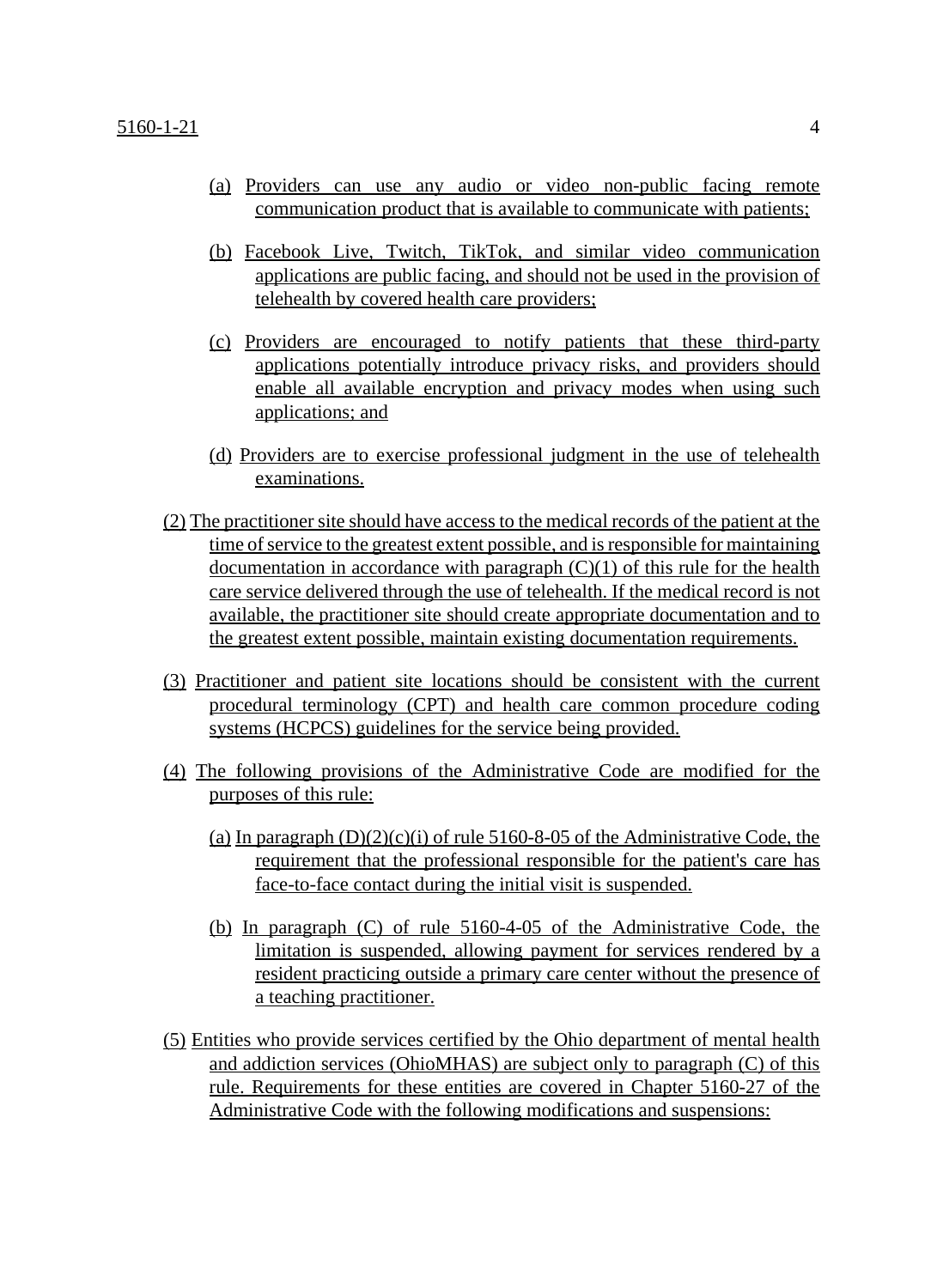(a) Providers can use any audio or video non-public facing remote communication product that is available to communicate with patients;

(b) Facebook Live, Twitch, TikTok, and similar video communication applications are public facing, and should not be used in the provision of telehealth by covered health care providers;

(c) Providers are encouraged to notify patients that these third-party applications potentially introduce privacy risks, and providers should enable all available encryption and privacy modes when using such applications; and

(d) Providers are to exercise professional judgment in the use of telehealth examinations.

(2) The practitioner site should have access to the medical records of the patient at the time of service to the greatest extent possible, and is responsible for maintaining documentation in accordance with paragraph (C)(1) of this rule for the health care service delivered through the use of telehealth. If the medical record is not available, the practitioner site should create appropriate documentation and to the greatest extent possible, maintain existing documentation requirements.

(3) Practitioner and patient site locations should be consistent with the current procedural terminology (CPT) and health care common procedure coding systems (HCPCS) guidelines for the service being provided.

(4) The following provisions of the Administrative Code are modified for the purposes of this rule:

(a) In paragraph (D)(2)(c)(i) of rule 5160-8-05 of the Administrative Code, the requirement that the professional responsible for the patient's care has face-to-face contact during the initial visit is suspended.

(b) In paragraph (C) of rule 5160-4-05 of the Administrative Code, the limitation is suspended, allowing payment for services rendered by a resident practicing outside a primary care center without the presence of a teaching practitioner.

(5) Entities who provide services certified by the Ohio department of mental health and addiction services (OhioMHAS) are subject only to paragraph (C) of this rule. Requirements for these entities are covered in Chapter 5160-27 of the Administrative Code with the following modifications and suspensions: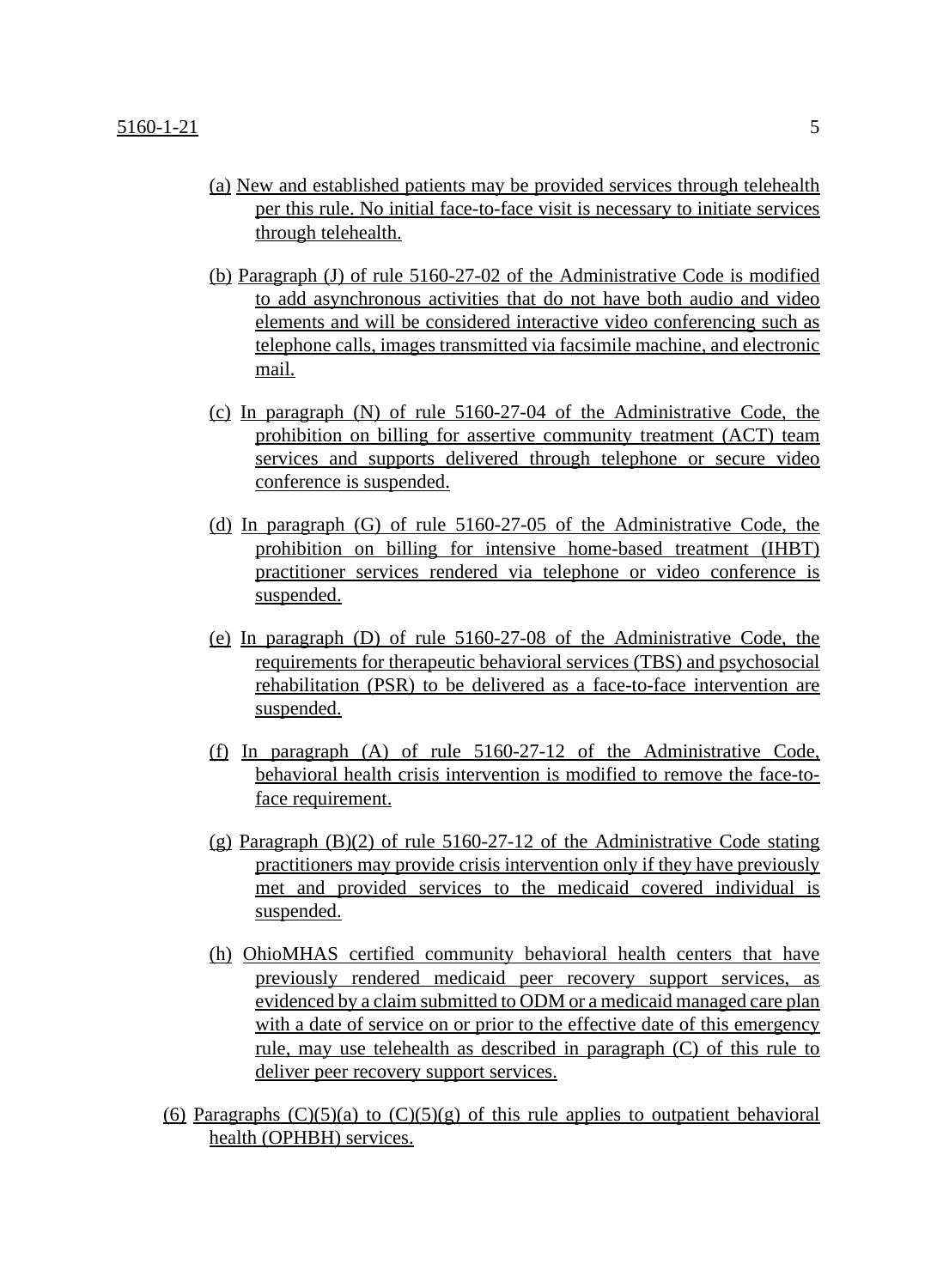(a) New and established patients may be provided services through telehealth per this rule. No initial face-to-face visit is necessary to initiate services through telehealth.

(b) Paragraph (J) of rule 5160-27-02 of the Administrative Code is modified to add asynchronous activities that do not have both audio and video elements and will be considered interactive video conferencing such as telephone calls, images transmitted via facsimile machine, and electronic mail.

(c) In paragraph (N) of rule 5160-27-04 of the Administrative Code, the prohibition on billing for assertive community treatment (ACT) team services and supports delivered through telephone or secure video conference is suspended.

(d) In paragraph (G) of rule 5160-27-05 of the Administrative Code, the prohibition on billing for intensive home-based treatment (IHBT) practitioner services rendered via telephone or video conference is suspended.

(e) In paragraph (D) of rule 5160-27-08 of the Administrative Code, the requirements for therapeutic behavioral services (TBS) and psychosocial rehabilitation (PSR) to be delivered as a face-to-face intervention are suspended.

(f) In paragraph (A) of rule 5160-27-12 of the Administrative Code, behavioral health crisis intervention is modified to remove the face-to-face requirement.

(g) Paragraph (B)(2) of rule 5160-27-12 of the Administrative Code stating practitioners may provide crisis intervention only if they have previously met and provided services to the medicaid covered individual is suspended.

(h) OhioMHAS certified community behavioral health centers that have previously rendered medicaid peer recovery support services, as evidenced by a claim submitted to ODM or a medicaid managed care plan with a date of service on or prior to the effective date of this emergency rule, may use telehealth as described in paragraph (C) of this rule to deliver peer recovery support services.

(6) Paragraphs (C)(5)(a) to (C)(5)(g) of this rule applies to outpatient behavioral health (OPHBH) services.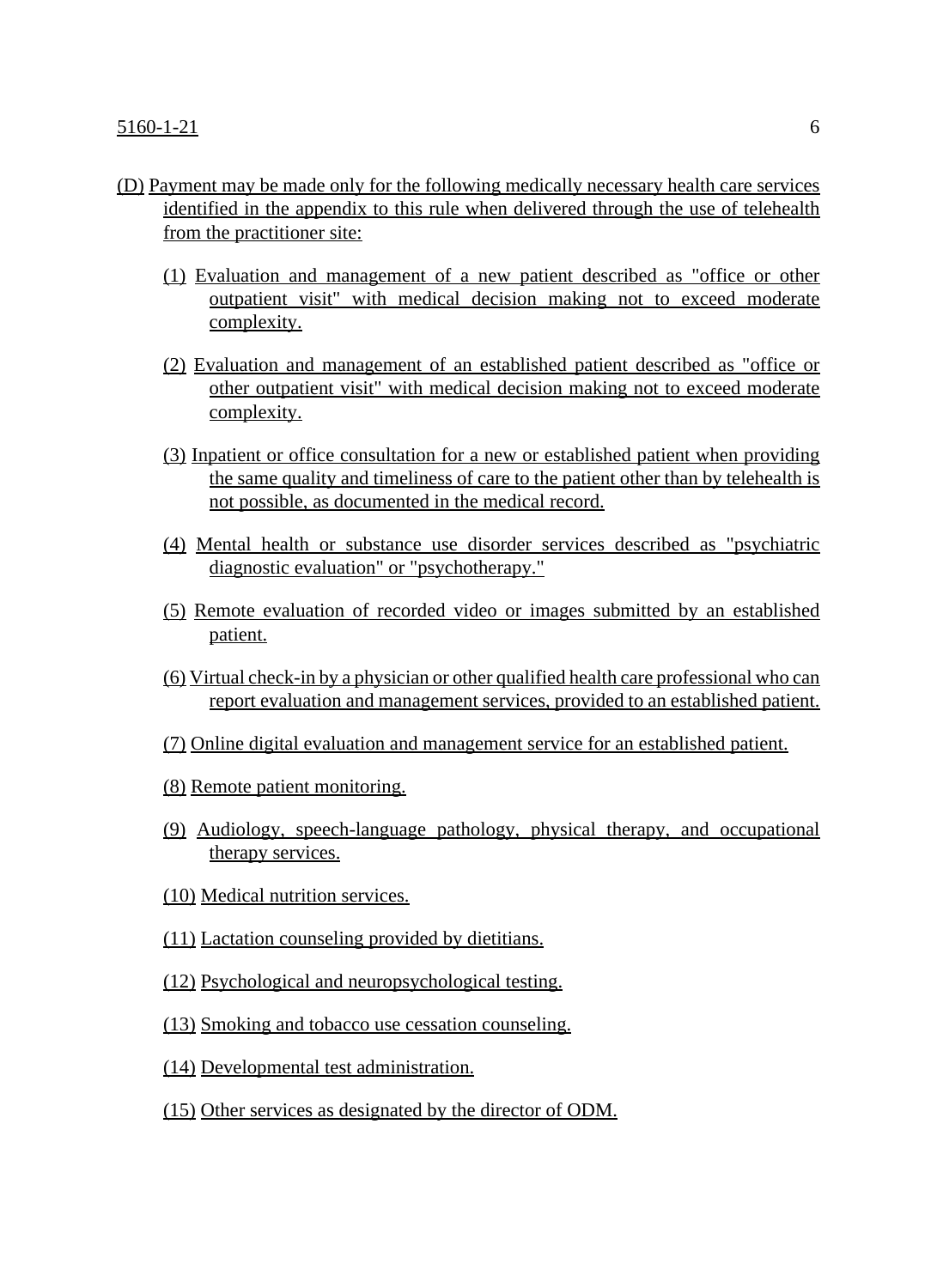(D) Payment may be made only for the following medically necessary health care services identified in the appendix to this rule when delivered through the use of telehealth from the practitioner site:

(1) Evaluation and management of a new patient described as "office or other outpatient visit" with medical decision making not to exceed moderate complexity.

(2) Evaluation and management of an established patient described as "office or other outpatient visit" with medical decision making not to exceed moderate complexity.

(3) Inpatient or office consultation for a new or established patient when providing the same quality and timeliness of care to the patient other than by telehealth is not possible, as documented in the medical record.

(4) Mental health or substance use disorder services described as "psychiatric diagnostic evaluation" or "psychotherapy."

(5) Remote evaluation of recorded video or images submitted by an established patient.

(6) Virtual check-in by a physician or other qualified health care professional who can report evaluation and management services, provided to an established patient.

(7) Online digital evaluation and management service for an established patient.

(8) Remote patient monitoring.

(9) Audiology, speech-language pathology, physical therapy, and occupational therapy services.

(10) Medical nutrition services.

(11) Lactation counseling provided by dietitians.

(12) Psychological and neuropsychological testing.

(13) Smoking and tobacco use cessation counseling.

(14) Developmental test administration.

(15) Other services as designated by the director of ODM.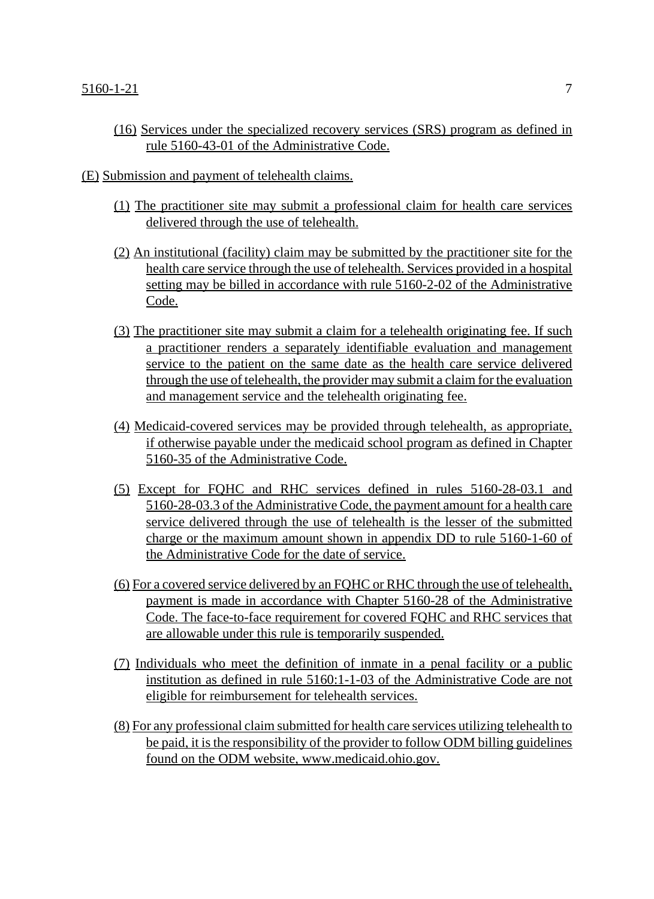(16) Services under the specialized recovery services (SRS) program as defined in rule 5160-43-01 of the Administrative Code.

(E) Submission and payment of telehealth claims.

(1) The practitioner site may submit a professional claim for health care services delivered through the use of telehealth.

(2) An institutional (facility) claim may be submitted by the practitioner site for the health care service through the use of telehealth. Services provided in a hospital setting may be billed in accordance with rule 5160-2-02 of the Administrative Code.

(3) The practitioner site may submit a claim for a telehealth originating fee. If such a practitioner renders a separately identifiable evaluation and management service to the patient on the same date as the health care service delivered through the use of telehealth, the provider may submit a claim for the evaluation and management service and the telehealth originating fee.

(4) Medicaid-covered services may be provided through telehealth, as appropriate, if otherwise payable under the medicaid school program as defined in Chapter 5160-35 of the Administrative Code.

(5) Except for FQHC and RHC services defined in rules 5160-28-03.1 and 5160-28-03.3 of the Administrative Code, the payment amount for a health care service delivered through the use of telehealth is the lesser of the submitted charge or the maximum amount shown in appendix DD to rule 5160-1-60 of the Administrative Code for the date of service.

(6) For a covered service delivered by an FQHC or RHC through the use of telehealth, payment is made in accordance with Chapter 5160-28 of the Administrative Code. The face-to-face requirement for covered FQHC and RHC services that are allowable under this rule is temporarily suspended.

(7) Individuals who meet the definition of inmate in a penal facility or a public institution as defined in rule 5160:1-1-03 of the Administrative Code are not eligible for reimbursement for telehealth services.

(8) For any professional claim submitted for health care services utilizing telehealth to be paid, it is the responsibility of the provider to follow ODM billing guidelines found on the ODM website, www.medicaid.ohio.gov.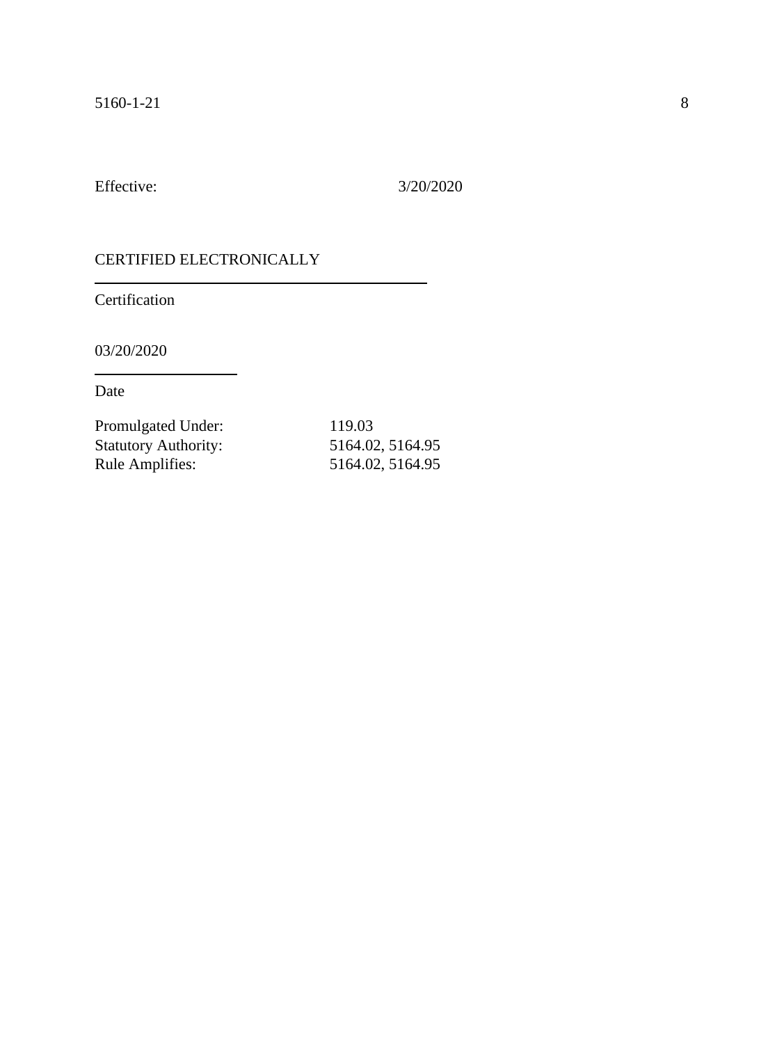Effective: 3/20/2020

CERTIFIED ELECTRONICALLY

Certification

03/20/2020

Date

| | |
|---|---|
| Promulgated Under: | 119.03 |
| Statutory Authority: | 5164.02, 5164.95 |
| Rule Amplifies: | 5164.02, 5164.95 |